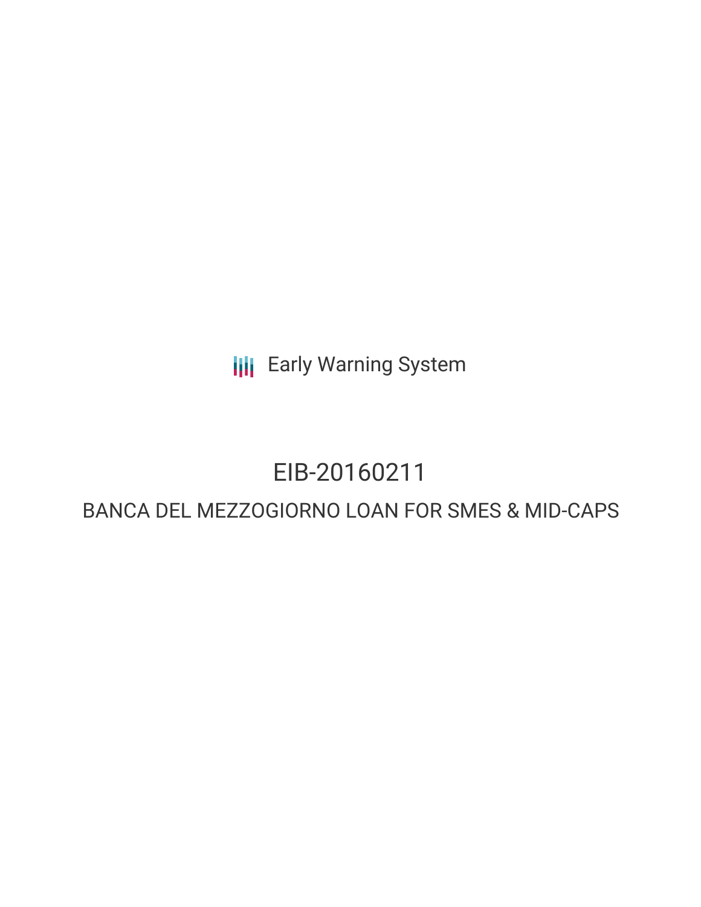Early Warning System

# EIB-20160211

## BANCA DEL MEZZOGIORNO LOAN FOR SMES & MID-CAPS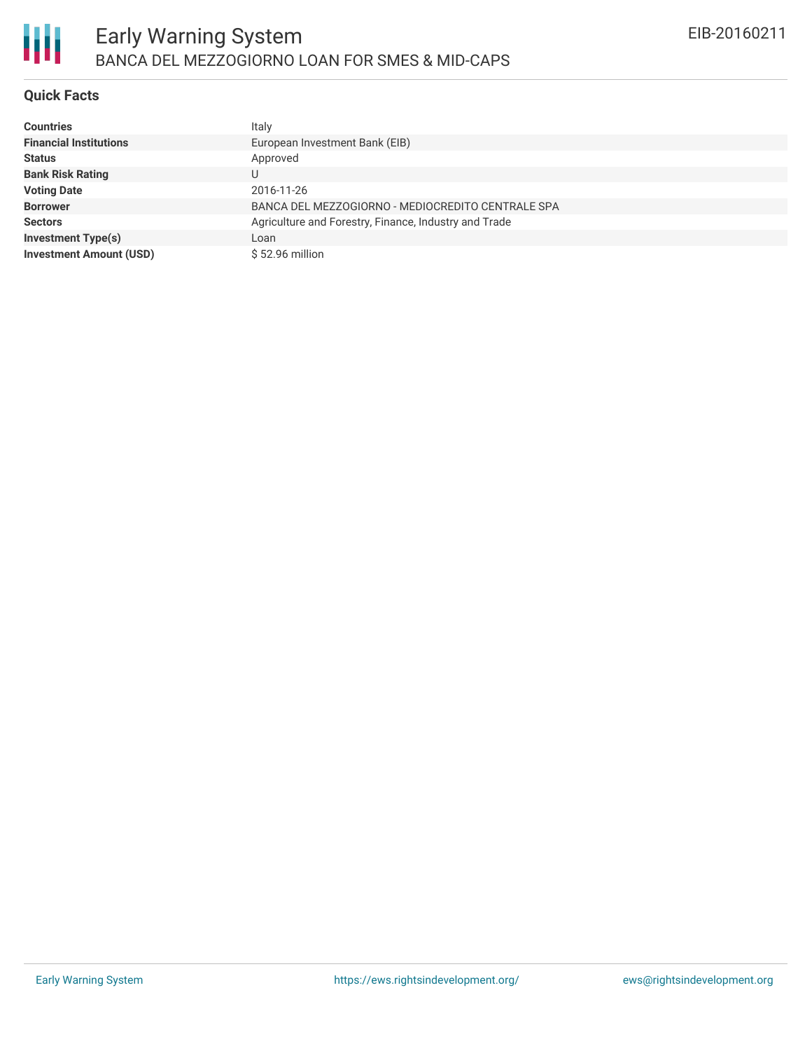# Early Warning System

## BANCA DEL MEZZOGIORNO LOAN FOR SMES & MID-CAPS

EIB-20160211

### Quick Facts

| | |
|---|---|
| **Countries** | Italy |
| **Financial Institutions** | European Investment Bank (EIB) |
| **Status** | Approved |
| **Bank Risk Rating** | U |
| **Voting Date** | 2016-11-26 |
| **Borrower** | BANCA DEL MEZZOGIORNO - MEDIOCREDITO CENTRALE SPA |
| **Sectors** | Agriculture and Forestry, Finance, Industry and Trade |
| **Investment Type(s)** | Loan |
| **Investment Amount (USD)** | $ 52.96 million |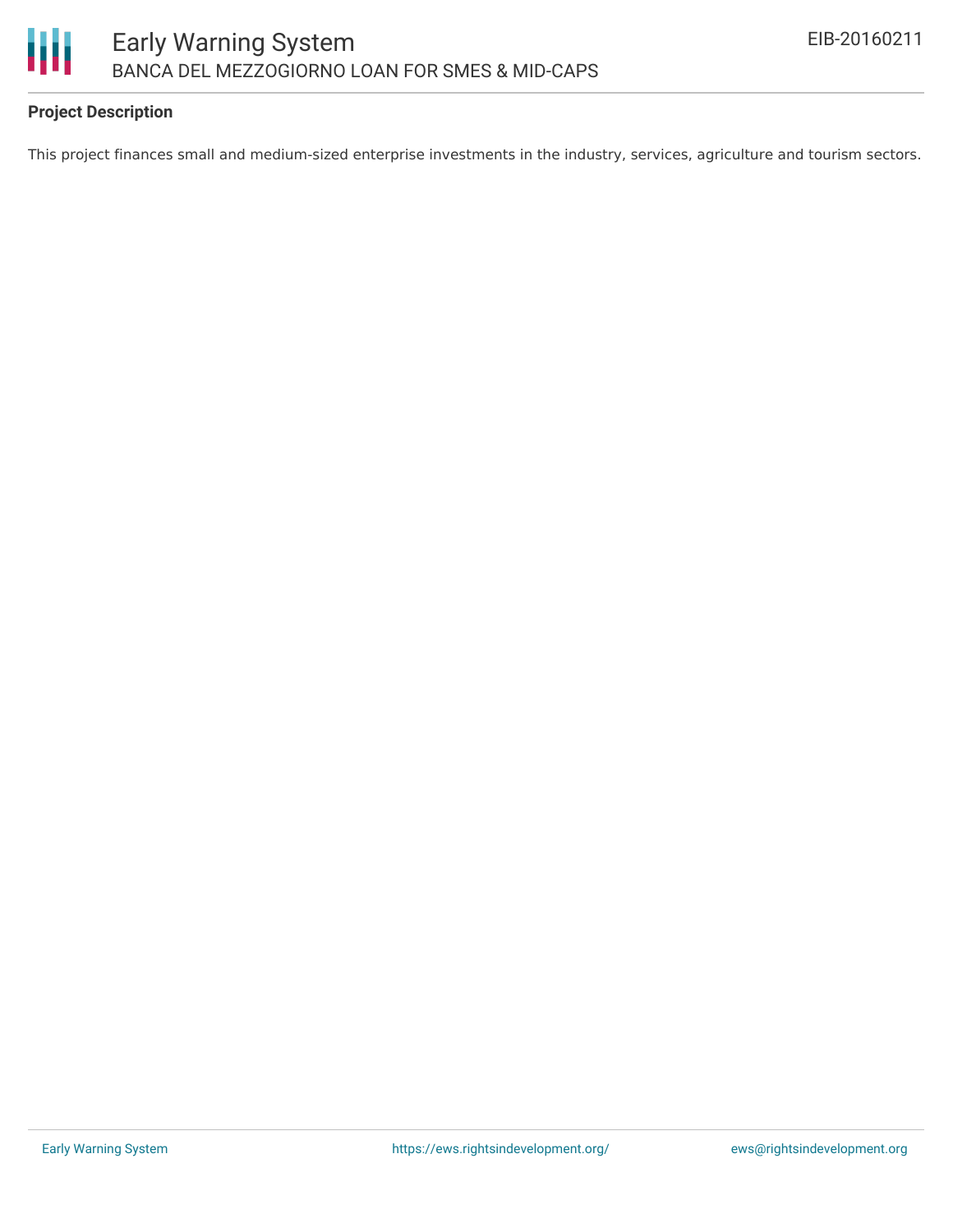### Project Description

This project finances small and medium-sized enterprise investments in the industry, services, agriculture and tourism sectors.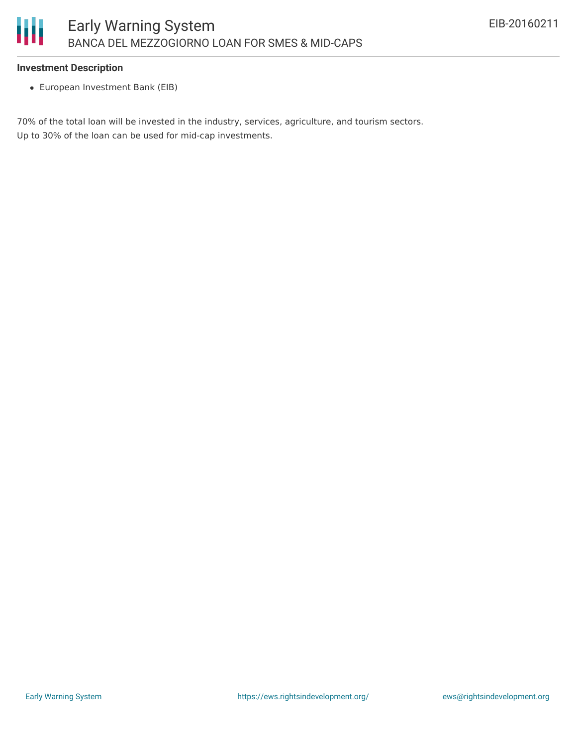**Investment Description**

- European Investment Bank (EIB)

70% of the total loan will be invested in the industry, services, agriculture, and tourism sectors.
Up to 30% of the loan can be used for mid-cap investments.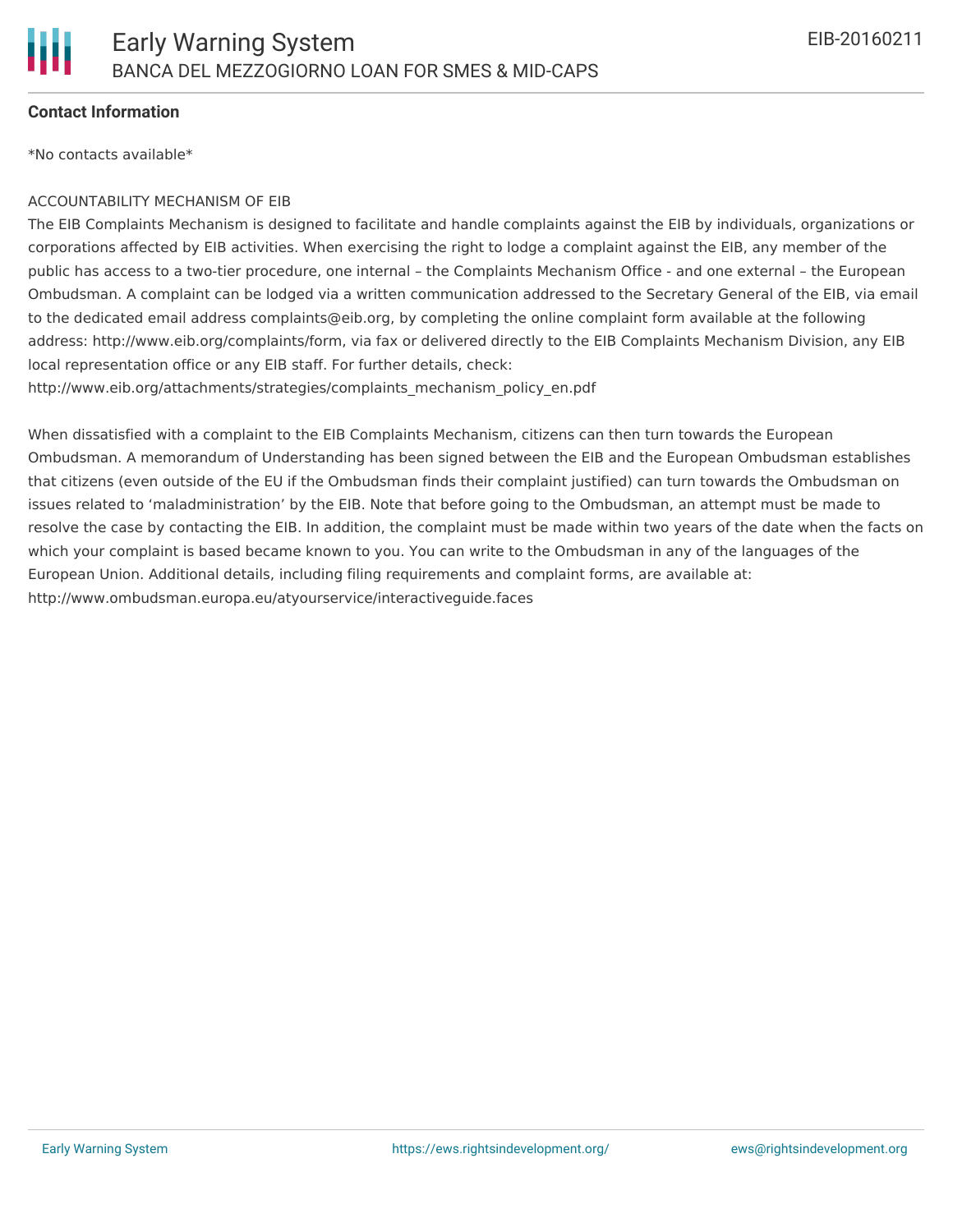**Contact Information**

*No contacts available*

ACCOUNTABILITY MECHANISM OF EIB

The EIB Complaints Mechanism is designed to facilitate and handle complaints against the EIB by individuals, organizations or corporations affected by EIB activities. When exercising the right to lodge a complaint against the EIB, any member of the public has access to a two-tier procedure, one internal – the Complaints Mechanism Office - and one external – the European Ombudsman. A complaint can be lodged via a written communication addressed to the Secretary General of the EIB, via email to the dedicated email address complaints@eib.org, by completing the online complaint form available at the following address: http://www.eib.org/complaints/form, via fax or delivered directly to the EIB Complaints Mechanism Division, any EIB local representation office or any EIB staff. For further details, check: http://www.eib.org/attachments/strategies/complaints_mechanism_policy_en.pdf

When dissatisfied with a complaint to the EIB Complaints Mechanism, citizens can then turn towards the European Ombudsman. A memorandum of Understanding has been signed between the EIB and the European Ombudsman establishes that citizens (even outside of the EU if the Ombudsman finds their complaint justified) can turn towards the Ombudsman on issues related to 'maladministration' by the EIB. Note that before going to the Ombudsman, an attempt must be made to resolve the case by contacting the EIB. In addition, the complaint must be made within two years of the date when the facts on which your complaint is based became known to you. You can write to the Ombudsman in any of the languages of the European Union. Additional details, including filing requirements and complaint forms, are available at: http://www.ombudsman.europa.eu/atyourservice/interactiveguide.faces